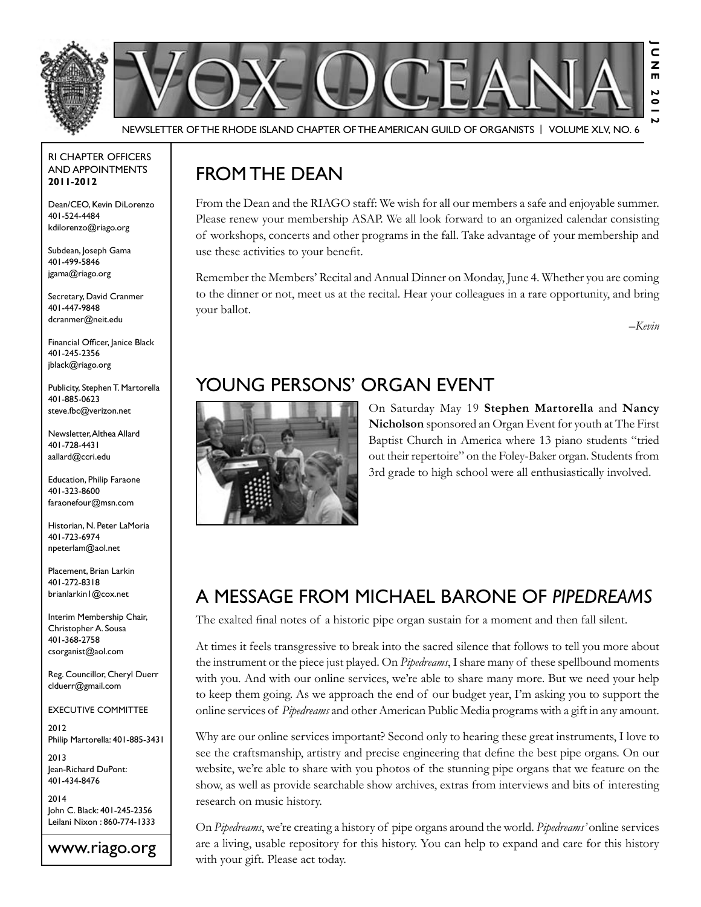# VOX OCEANA

NEWSLETTER OF THE RHODE ISLAND CHAPTER OF THE AMERICAN GUILD OF ORGANISTS | VOLUME XLV, NO. 6

JUNE 2012

RI CHAPTER OFFICERS AND APPOINTMENTS **2011-2012**

Dean/CEO, Kevin DiLorenzo
401-524-4484
kdilorenzo@riago.org

Subdean, Joseph Gama
401-499-5846
jgama@riago.org

Secretary, David Cranmer
401-447-9848
dcranmer@neit.edu

Financial Officer, Janice Black
401-245-2356
jblack@riago.org

Publicity, Stephen T. Martorella
401-885-0623
steve.fbc@verizon.net

Newsletter, Althea Allard
401-728-4431
aallard@ccri.edu

Education, Philip Faraone
401-323-8600
faraonefour@msn.com

Historian, N. Peter LaMoria
401-723-6974
npeterlam@aol.net

Placement, Brian Larkin
401-272-8318
brianlarkin1@cox.net

Interim Membership Chair, Christopher A. Sousa
401-368-2758
csorganist@aol.com

Reg. Councillor, Cheryl Duerr
clduerr@gmail.com

EXECUTIVE COMMITTEE

2012
Philip Martorella: 401-885-3431

2013
Jean-Richard DuPont: 401-434-8476

2014
John C. Black: 401-245-2356
Leilani Nixon : 860-774-1333

www.riago.org

## FROM THE DEAN

From the Dean and the RIAGO staff: We wish for all our members a safe and enjoyable summer. Please renew your membership ASAP. We all look forward to an organized calendar consisting of workshops, concerts and other programs in the fall. Take advantage of your membership and use these activities to your benefit.

Remember the Members' Recital and Annual Dinner on Monday, June 4. Whether you are coming to the dinner or not, meet us at the recital. Hear your colleagues in a rare opportunity, and bring your ballot.

*–Kevin*

## YOUNG PERSONS' ORGAN EVENT

On Saturday May 19 **Stephen Martorella** and **Nancy Nicholson** sponsored an Organ Event for youth at The First Baptist Church in America where 13 piano students "tried out their repertoire" on the Foley-Baker organ. Students from 3rd grade to high school were all enthusiastically involved.

## A MESSAGE FROM MICHAEL BARONE OF *PIPEDREAMS*

The exalted final notes of a historic pipe organ sustain for a moment and then fall silent.

At times it feels transgressive to break into the sacred silence that follows to tell you more about the instrument or the piece just played. On *Pipedreams*, I share many of these spellbound moments with you. And with our online services, we're able to share many more. But we need your help to keep them going. As we approach the end of our budget year, I'm asking you to support the online services of *Pipedreams* and other American Public Media programs with a gift in any amount.

Why are our online services important? Second only to hearing these great instruments, I love to see the craftsmanship, artistry and precise engineering that define the best pipe organs. On our website, we're able to share with you photos of the stunning pipe organs that we feature on the show, as well as provide searchable show archives, extras from interviews and bits of interesting research on music history.

On *Pipedreams*, we're creating a history of pipe organs around the world. *Pipedreams'* online services are a living, usable repository for this history. You can help to expand and care for this history with your gift. Please act today.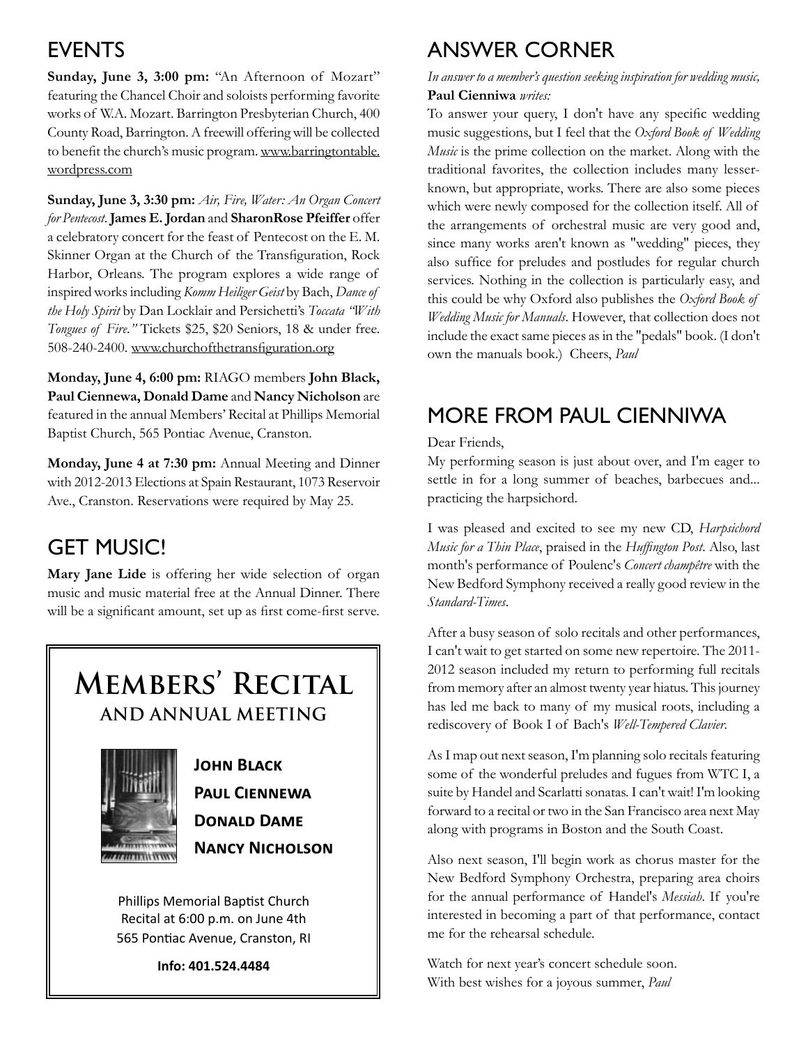## EVENTS

**Sunday, June 3, 3:00 pm:** "An Afternoon of Mozart" featuring the Chancel Choir and soloists performing favorite works of W.A. Mozart. Barrington Presbyterian Church, 400 County Road, Barrington. A freewill offering will be collected to benefit the church's music program. www.barringtontable.wordpress.com

**Sunday, June 3, 3:30 pm:** *Air, Fire, Water: An Organ Concert for Pentecost*. **James E. Jordan** and **SharonRose Pfeiffer** offer a celebratory concert for the feast of Pentecost on the E. M. Skinner Organ at the Church of the Transfiguration, Rock Harbor, Orleans. The program explores a wide range of inspired works including *Komm Heiliger Geist* by Bach, *Dance of the Holy Spirit* by Dan Locklair and Persichetti's *Toccata "With Tongues of Fire."* Tickets $25, $20 Seniors, 18 & under free. 508-240-2400. www.churchofthetransfiguration.org

**Monday, June 4, 6:00 pm:** RIAGO members **John Black, Paul Ciennewa, Donald Dame** and **Nancy Nicholson** are featured in the annual Members' Recital at Phillips Memorial Baptist Church, 565 Pontiac Avenue, Cranston.

**Monday, June 4 at 7:30 pm:** Annual Meeting and Dinner with 2012-2013 Elections at Spain Restaurant, 1073 Reservoir Ave., Cranston. Reservations were required by May 25.

## GET MUSIC!

**Mary Jane Lide** is offering her wide selection of organ music and music material free at the Annual Dinner. There will be a significant amount, set up as first come-first serve.

## Members' Recital
### and Annual Meeting

**John Black**
**Paul Ciennewa**
**Donald Dame**
**Nancy Nicholson**

Phillips Memorial Baptist Church
Recital at 6:00 p.m. on June 4th
565 Pontiac Avenue, Cranston, RI

**Info: 401.524.4484**

## ANSWER CORNER

*In answer to a member's question seeking inspiration for wedding music,* **Paul Cienniwa** *writes:*

To answer your query, I don't have any specific wedding music suggestions, but I feel that the *Oxford Book of Wedding Music* is the prime collection on the market. Along with the traditional favorites, the collection includes many lesser-known, but appropriate, works. There are also some pieces which were newly composed for the collection itself. All of the arrangements of orchestral music are very good and, since many works aren't known as "wedding" pieces, they also suffice for preludes and postludes for regular church services. Nothing in the collection is particularly easy, and this could be why Oxford also publishes the *Oxford Book of Wedding Music for Manuals*. However, that collection does not include the exact same pieces as in the "pedals" book. (I don't own the manuals book.) Cheers, *Paul*

## MORE FROM PAUL CIENNIWA

Dear Friends,

My performing season is just about over, and I'm eager to settle in for a long summer of beaches, barbecues and... practicing the harpsichord.

I was pleased and excited to see my new CD, *Harpsichord Music for a Thin Place*, praised in the *Huffington Post*. Also, last month's performance of Poulenc's *Concert champêtre* with the New Bedford Symphony received a really good review in the *Standard-Times*.

After a busy season of solo recitals and other performances, I can't wait to get started on some new repertoire. The 2011-2012 season included my return to performing full recitals from memory after an almost twenty year hiatus. This journey has led me back to many of my musical roots, including a rediscovery of Book I of Bach's *Well-Tempered Clavier*.

As I map out next season, I'm planning solo recitals featuring some of the wonderful preludes and fugues from WTC I, a suite by Handel and Scarlatti sonatas. I can't wait! I'm looking forward to a recital or two in the San Francisco area next May along with programs in Boston and the South Coast.

Also next season, I'll begin work as chorus master for the New Bedford Symphony Orchestra, preparing area choirs for the annual performance of Handel's *Messiah*. If you're interested in becoming a part of that performance, contact me for the rehearsal schedule.

Watch for next year's concert schedule soon.
With best wishes for a joyous summer, *Paul*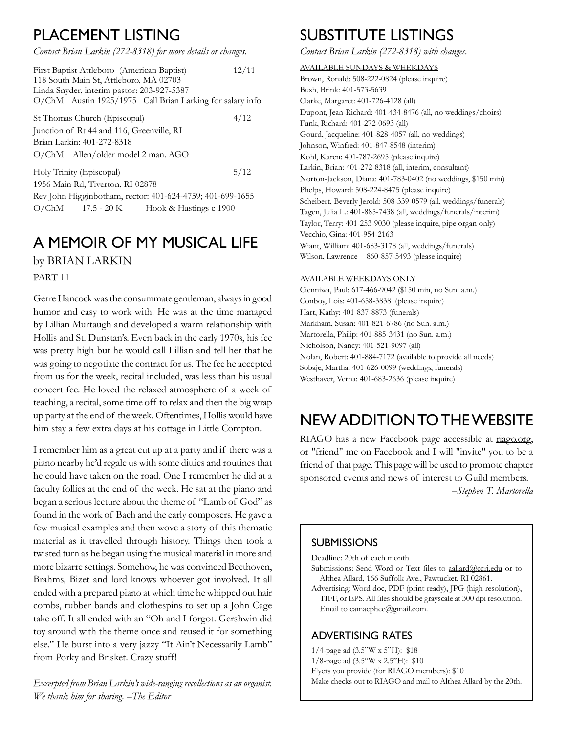# PLACEMENT LISTING

*Contact Brian Larkin (272-8318) for more details or changes.*

First Baptist Attleboro (American Baptist) 12/11
118 South Main St, Attleboro, MA 02703
Linda Snyder, interim pastor: 203-927-5387
O/ChM Austin 1925/1975 Call Brian Larking for salary info

St Thomas Church (Episcopal) 4/12
Junction of Rt 44 and 116, Greenville, RI
Brian Larkin: 401-272-8318
O/ChM Allen/older model 2 man. AGO

Holy Trinity (Episcopal) 5/12
1956 Main Rd, Tiverton, RI 02878
Rev John Higginbotham, rector: 401-624-4759; 401-699-1655
O/ChM 17.5 - 20 K Hook & Hastings c 1900

# A MEMOIR OF MY MUSICAL LIFE

by BRIAN LARKIN

PART 11

Gerre Hancock was the consummate gentleman, always in good humor and easy to work with. He was at the time managed by Lillian Murtaugh and developed a warm relationship with Hollis and St. Dunstan's. Even back in the early 1970s, his fee was pretty high but he would call Lillian and tell her that he was going to negotiate the contract for us. The fee he accepted from us for the week, recital included, was less than his usual concert fee. He loved the relaxed atmosphere of a week of teaching, a recital, some time off to relax and then the big wrap up party at the end of the week. Oftentimes, Hollis would have him stay a few extra days at his cottage in Little Compton.

I remember him as a great cut up at a party and if there was a piano nearby he'd regale us with some ditties and routines that he could have taken on the road. One I remember he did at a faculty follies at the end of the week. He sat at the piano and began a serious lecture about the theme of "Lamb of God" as found in the work of Bach and the early composers. He gave a few musical examples and then wove a story of this thematic material as it travelled through history. Things then took a twisted turn as he began using the musical material in more and more bizarre settings. Somehow, he was convinced Beethoven, Brahms, Bizet and lord knows whoever got involved. It all ended with a prepared piano at which time he whipped out hair combs, rubber bands and clothespins to set up a John Cage take off. It all ended with an "Oh and I forgot. Gershwin did toy around with the theme once and reused it for something else." He burst into a very jazzy "It Ain't Necessarily Lamb" from Porky and Brisket. Crazy stuff!

---

*Excerpted from Brian Larkin's wide-ranging recollections as an organist. We thank him for sharing. –The Editor*

# SUBSTITUTE LISTINGS

*Contact Brian Larkin (272-8318) with changes.*

AVAILABLE SUNDAYS & WEEKDAYS

Brown, Ronald: 508-222-0824 (please inquire)
Bush, Brink: 401-573-5639
Clarke, Margaret: 401-726-4128 (all)
Dupont, Jean-Richard: 401-434-8476 (all, no weddings/choirs)
Funk, Richard: 401-272-0693 (all)
Gourd, Jacqueline: 401-828-4057 (all, no weddings)
Johnson, Winfred: 401-847-8548 (interim)
Kohl, Karen: 401-787-2695 (please inquire)
Larkin, Brian: 401-272-8318 (all, interim, consultant)
Norton-Jackson, Diana: 401-783-0402 (no weddings, $150 min)
Phelps, Howard: 508-224-8475 (please inquire)
Scheibert, Beverly Jerold: 508-339-0579 (all, weddings/funerals)
Tagen, Julia L.: 401-885-7438 (all, weddings/funerals/interim)
Taylor, Terry: 401-253-9030 (please inquire, pipe organ only)
Vecchio, Gina: 401-954-2163
Wiant, William: 401-683-3178 (all, weddings/funerals)
Wilson, Lawrence 860-857-5493 (please inquire)

AVAILABLE WEEKDAYS ONLY

Cienniwa, Paul: 617-466-9042 ($150 min, no Sun. a.m.)
Conboy, Lois: 401-658-3838 (please inquire)
Hart, Kathy: 401-837-8873 (funerals)
Markham, Susan: 401-821-6786 (no Sun. a.m.)
Martorella, Philip: 401-885-3431 (no Sun. a.m.)
Nicholson, Nancy: 401-521-9097 (all)
Nolan, Robert: 401-884-7172 (available to provide all needs)
Sobaje, Martha: 401-626-0099 (weddings, funerals)
Westhaver, Verna: 401-683-2636 (please inquire)

# NEW ADDITION TO THE WEBSITE

RIAGO has a new Facebook page accessible at riago.org, or "friend" me on Facebook and I will "invite" you to be a friend of that page. This page will be used to promote chapter sponsored events and news of interest to Guild members.

*–Stephen T. Martorella*

## SUBMISSIONS

Deadline: 20th of each month

Submissions: Send Word or Text files to aallard@ccri.edu or to Althea Allard, 166 Suffolk Ave., Pawtucket, RI 02861.

Advertising: Word doc, PDF (print ready), JPG (high resolution), TIFF, or EPS. All files should be grayscale at 300 dpi resolution. Email to camacphee@gmail.com.

## ADVERTISING RATES

1/4-page ad (3.5"W x 5"H): $18
1/8-page ad (3.5"W x 2.5"H): $10
Flyers you provide (for RIAGO members): $10
Make checks out to RIAGO and mail to Althea Allard by the 20th.